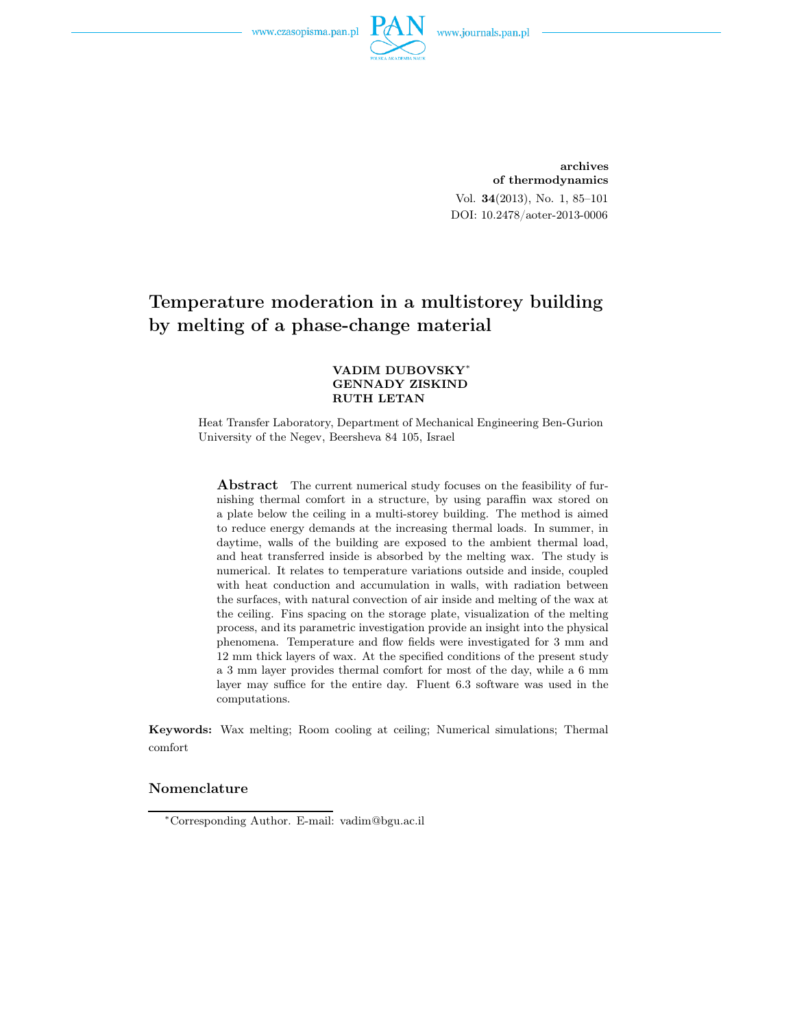**archives of thermodynamics**
Vol. **34**(2013), No. 1, 85–101
DOI: 10.2478/aoter-2013-0006

# Temperature moderation in a multistorey building by melting of a phase-change material

**VADIM DUBOVSKY**[*]
**GENNADY ZISKIND**
**RUTH LETAN**

Heat Transfer Laboratory, Department of Mechanical Engineering Ben-Gurion University of the Negev, Beersheva 84 105, Israel

**Abstract** The current numerical study focuses on the feasibility of furnishing thermal comfort in a structure, by using paraffin wax stored on a plate below the ceiling in a multi-storey building. The method is aimed to reduce energy demands at the increasing thermal loads. In summer, in daytime, walls of the building are exposed to the ambient thermal load, and heat transferred inside is absorbed by the melting wax. The study is numerical. It relates to temperature variations outside and inside, coupled with heat conduction and accumulation in walls, with radiation between the surfaces, with natural convection of air inside and melting of the wax at the ceiling. Fins spacing on the storage plate, visualization of the melting process, and its parametric investigation provide an insight into the physical phenomena. Temperature and flow fields were investigated for 3 mm and 12 mm thick layers of wax. At the specified conditions of the present study a 3 mm layer provides thermal comfort for most of the day, while a 6 mm layer may suffice for the entire day. Fluent 6.3 software was used in the computations.

**Keywords:** Wax melting; Room cooling at ceiling; Numerical simulations; Thermal comfort

## Nomenclature

[*]Corresponding Author. E-mail: vadim@bgu.ac.il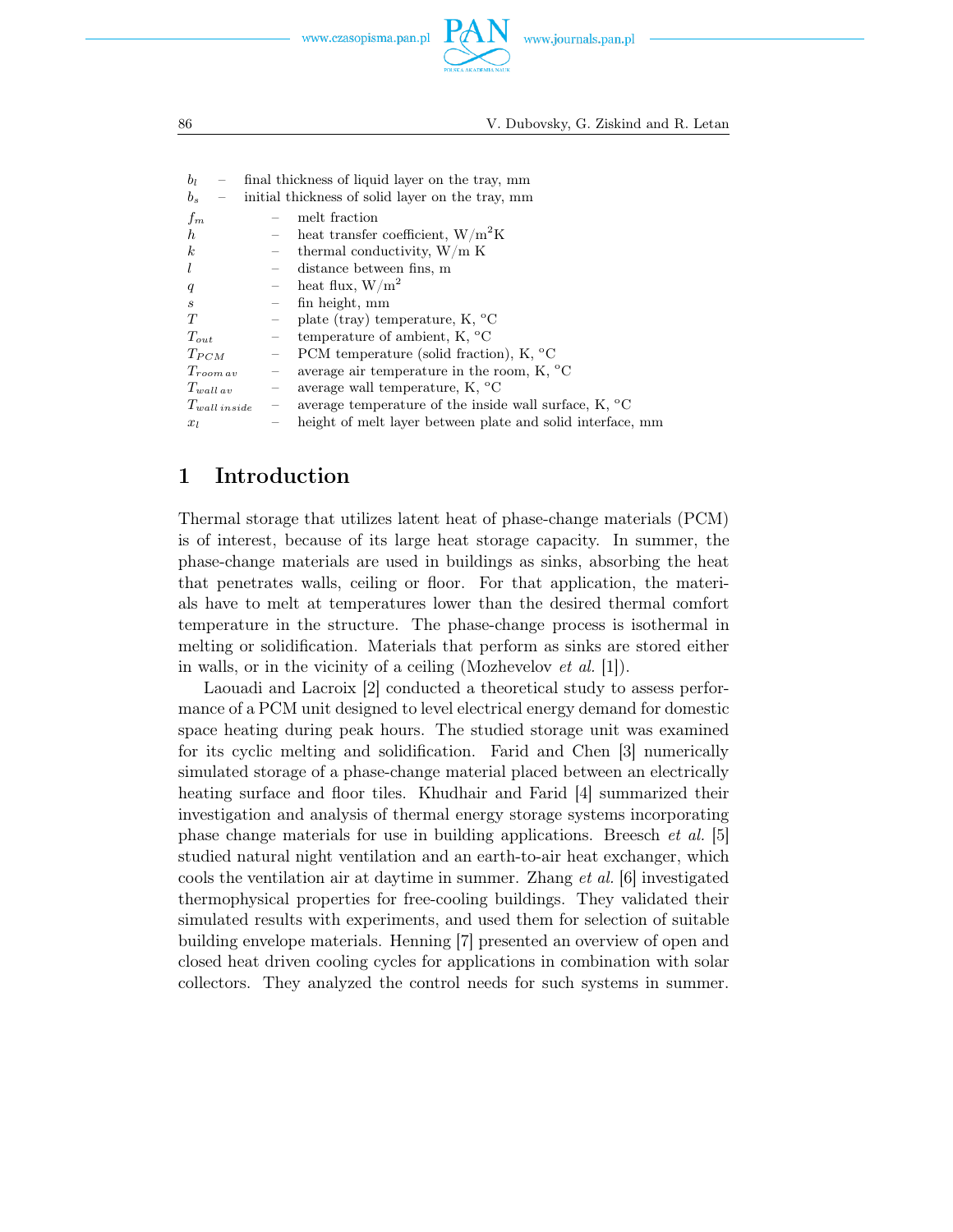| | | |
|---|---|---|
| $b_l$ | – | final thickness of liquid layer on the tray, mm |
| $b_s$ | – | initial thickness of solid layer on the tray, mm |
| $f_m$ | – | melt fraction |
| $h$ | – | heat transfer coefficient, W/m$^2$K |
| $k$ | – | thermal conductivity, W/m K |
| $l$ | – | distance between fins, m |
| $q$ | – | heat flux, W/m$^2$ |
| $s$ | – | fin height, mm |
| $T$ | – | plate (tray) temperature, K, °C |
| $T_{out}$ | – | temperature of ambient, K, °C |
| $T_{PCM}$ | – | PCM temperature (solid fraction), K, °C |
| $T_{room\,av}$ | – | average air temperature in the room, K, °C |
| $T_{wall\,av}$ | – | average wall temperature, K, °C |
| $T_{wall\,inside}$ | – | average temperature of the inside wall surface, K, °C |
| $x_l$ | – | height of melt layer between plate and solid interface, mm |

## 1 Introduction

Thermal storage that utilizes latent heat of phase-change materials (PCM) is of interest, because of its large heat storage capacity. In summer, the phase-change materials are used in buildings as sinks, absorbing the heat that penetrates walls, ceiling or floor. For that application, the materials have to melt at temperatures lower than the desired thermal comfort temperature in the structure. The phase-change process is isothermal in melting or solidification. Materials that perform as sinks are stored either in walls, or in the vicinity of a ceiling (Mozhevelov *et al.* [1]).

Laouadi and Lacroix [2] conducted a theoretical study to assess performance of a PCM unit designed to level electrical energy demand for domestic space heating during peak hours. The studied storage unit was examined for its cyclic melting and solidification. Farid and Chen [3] numerically simulated storage of a phase-change material placed between an electrically heating surface and floor tiles. Khudhair and Farid [4] summarized their investigation and analysis of thermal energy storage systems incorporating phase change materials for use in building applications. Breesch *et al.* [5] studied natural night ventilation and an earth-to-air heat exchanger, which cools the ventilation air at daytime in summer. Zhang *et al.* [6] investigated thermophysical properties for free-cooling buildings. They validated their simulated results with experiments, and used them for selection of suitable building envelope materials. Henning [7] presented an overview of open and closed heat driven cooling cycles for applications in combination with solar collectors. They analyzed the control needs for such systems in summer.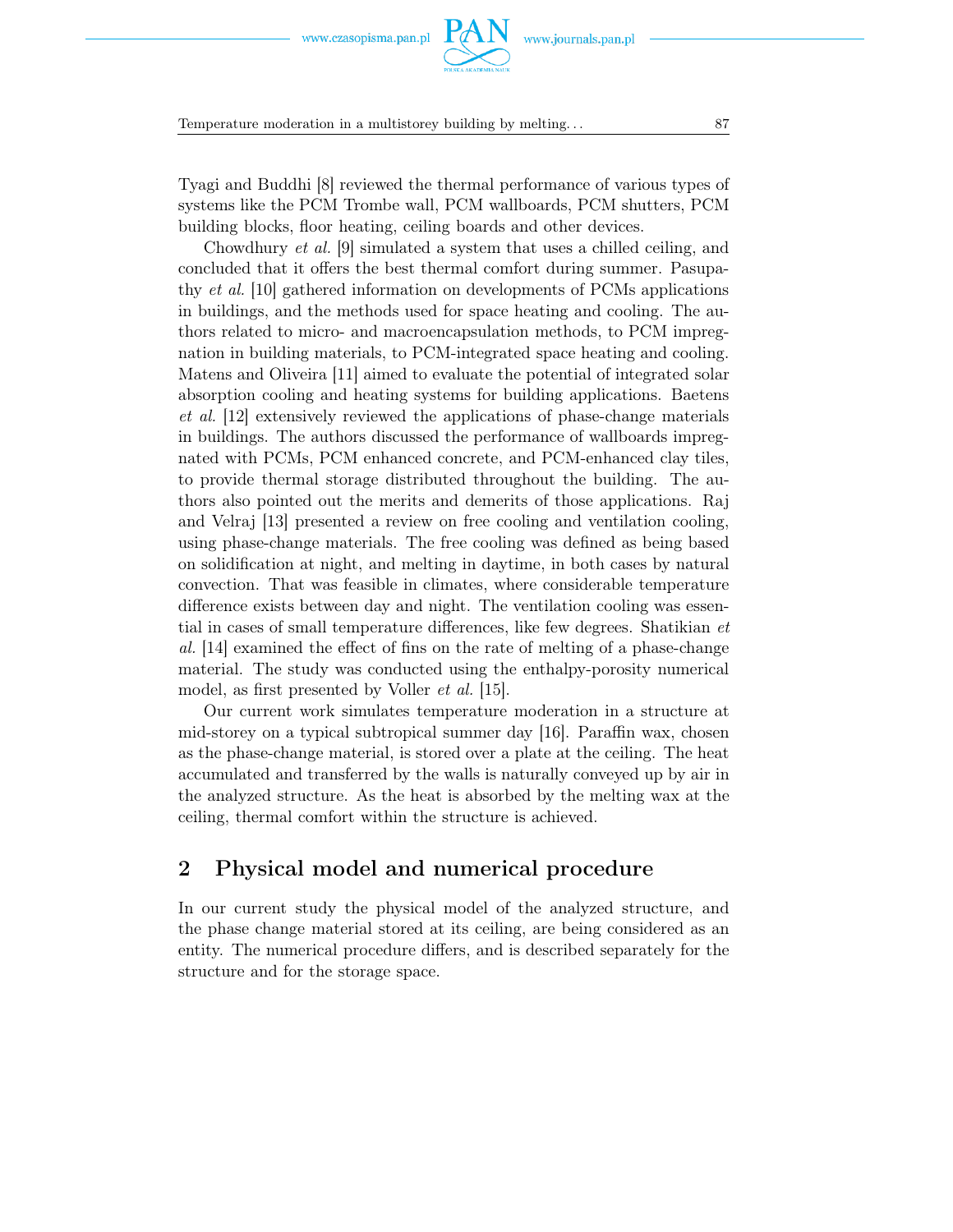Tyagi and Buddhi [8] reviewed the thermal performance of various types of systems like the PCM Trombe wall, PCM wallboards, PCM shutters, PCM building blocks, floor heating, ceiling boards and other devices.

Chowdhury *et al.* [9] simulated a system that uses a chilled ceiling, and concluded that it offers the best thermal comfort during summer. Pasupathy *et al.* [10] gathered information on developments of PCMs applications in buildings, and the methods used for space heating and cooling. The authors related to micro- and macroencapsulation methods, to PCM impregnation in building materials, to PCM-integrated space heating and cooling. Matens and Oliveira [11] aimed to evaluate the potential of integrated solar absorption cooling and heating systems for building applications. Baetens *et al.* [12] extensively reviewed the applications of phase-change materials in buildings. The authors discussed the performance of wallboards impregnated with PCMs, PCM enhanced concrete, and PCM-enhanced clay tiles, to provide thermal storage distributed throughout the building. The authors also pointed out the merits and demerits of those applications. Raj and Velraj [13] presented a review on free cooling and ventilation cooling, using phase-change materials. The free cooling was defined as being based on solidification at night, and melting in daytime, in both cases by natural convection. That was feasible in climates, where considerable temperature difference exists between day and night. The ventilation cooling was essential in cases of small temperature differences, like few degrees. Shatikian *et al.* [14] examined the effect of fins on the rate of melting of a phase-change material. The study was conducted using the enthalpy-porosity numerical model, as first presented by Voller *et al.* [15].

Our current work simulates temperature moderation in a structure at mid-storey on a typical subtropical summer day [16]. Paraffin wax, chosen as the phase-change material, is stored over a plate at the ceiling. The heat accumulated and transferred by the walls is naturally conveyed up by air in the analyzed structure. As the heat is absorbed by the melting wax at the ceiling, thermal comfort within the structure is achieved.

## 2 Physical model and numerical procedure

In our current study the physical model of the analyzed structure, and the phase change material stored at its ceiling, are being considered as an entity. The numerical procedure differs, and is described separately for the structure and for the storage space.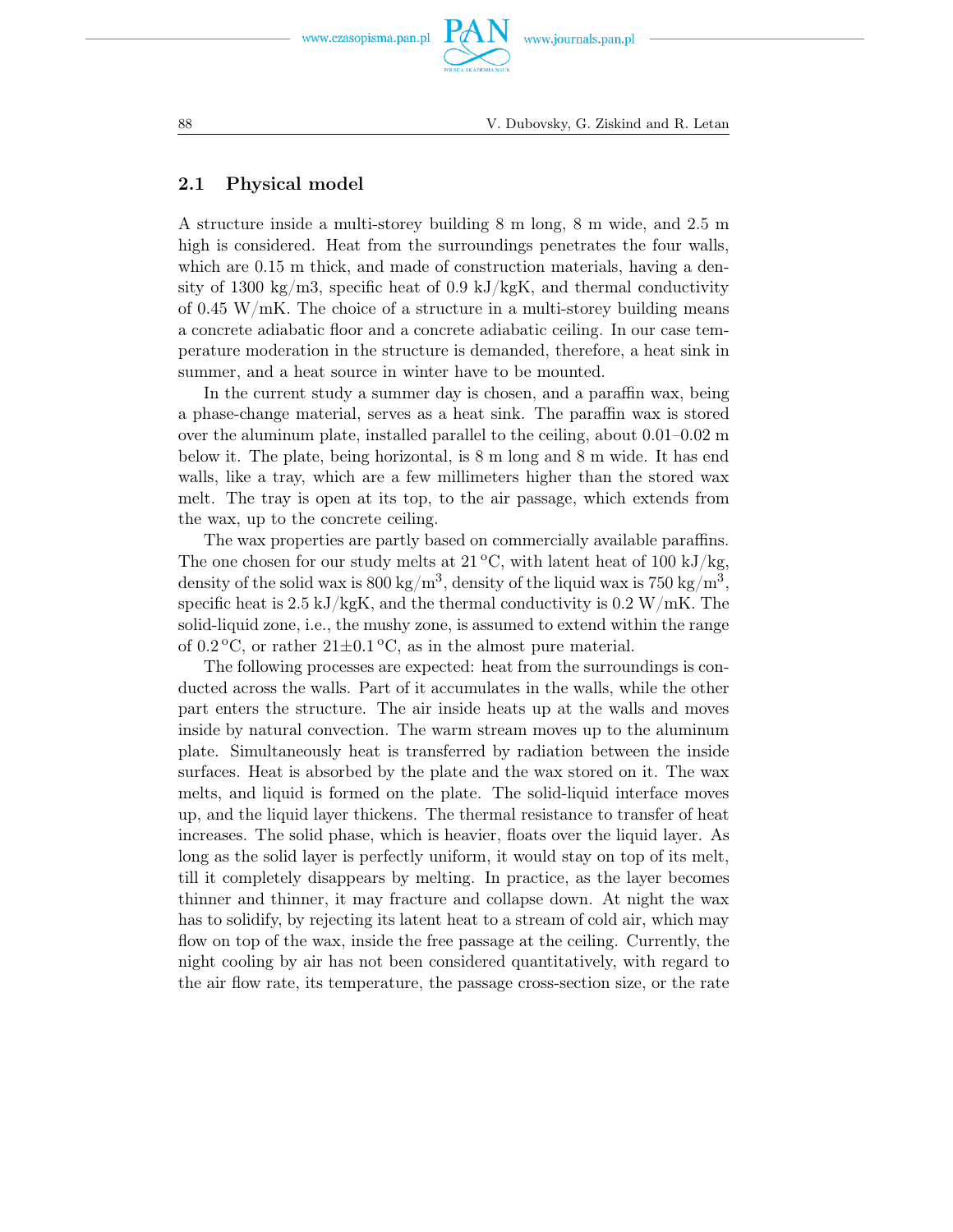## 2.1 Physical model

A structure inside a multi-storey building 8 m long, 8 m wide, and 2.5 m high is considered. Heat from the surroundings penetrates the four walls, which are 0.15 m thick, and made of construction materials, having a density of 1300 kg/m3, specific heat of 0.9 kJ/kgK, and thermal conductivity of 0.45 W/mK. The choice of a structure in a multi-storey building means a concrete adiabatic floor and a concrete adiabatic ceiling. In our case temperature moderation in the structure is demanded, therefore, a heat sink in summer, and a heat source in winter have to be mounted.

In the current study a summer day is chosen, and a paraffin wax, being a phase-change material, serves as a heat sink. The paraffin wax is stored over the aluminum plate, installed parallel to the ceiling, about 0.01–0.02 m below it. The plate, being horizontal, is 8 m long and 8 m wide. It has end walls, like a tray, which are a few millimeters higher than the stored wax melt. The tray is open at its top, to the air passage, which extends from the wax, up to the concrete ceiling.

The wax properties are partly based on commercially available paraffins. The one chosen for our study melts at 21 °C, with latent heat of 100 kJ/kg, density of the solid wax is 800 kg/m$^3$, density of the liquid wax is 750 kg/m$^3$, specific heat is 2.5 kJ/kgK, and the thermal conductivity is 0.2 W/mK. The solid-liquid zone, i.e., the mushy zone, is assumed to extend within the range of 0.2 °C, or rather 21±0.1 °C, as in the almost pure material.

The following processes are expected: heat from the surroundings is conducted across the walls. Part of it accumulates in the walls, while the other part enters the structure. The air inside heats up at the walls and moves inside by natural convection. The warm stream moves up to the aluminum plate. Simultaneously heat is transferred by radiation between the inside surfaces. Heat is absorbed by the plate and the wax stored on it. The wax melts, and liquid is formed on the plate. The solid-liquid interface moves up, and the liquid layer thickens. The thermal resistance to transfer of heat increases. The solid phase, which is heavier, floats over the liquid layer. As long as the solid layer is perfectly uniform, it would stay on top of its melt, till it completely disappears by melting. In practice, as the layer becomes thinner and thinner, it may fracture and collapse down. At night the wax has to solidify, by rejecting its latent heat to a stream of cold air, which may flow on top of the wax, inside the free passage at the ceiling. Currently, the night cooling by air has not been considered quantitatively, with regard to the air flow rate, its temperature, the passage cross-section size, or the rate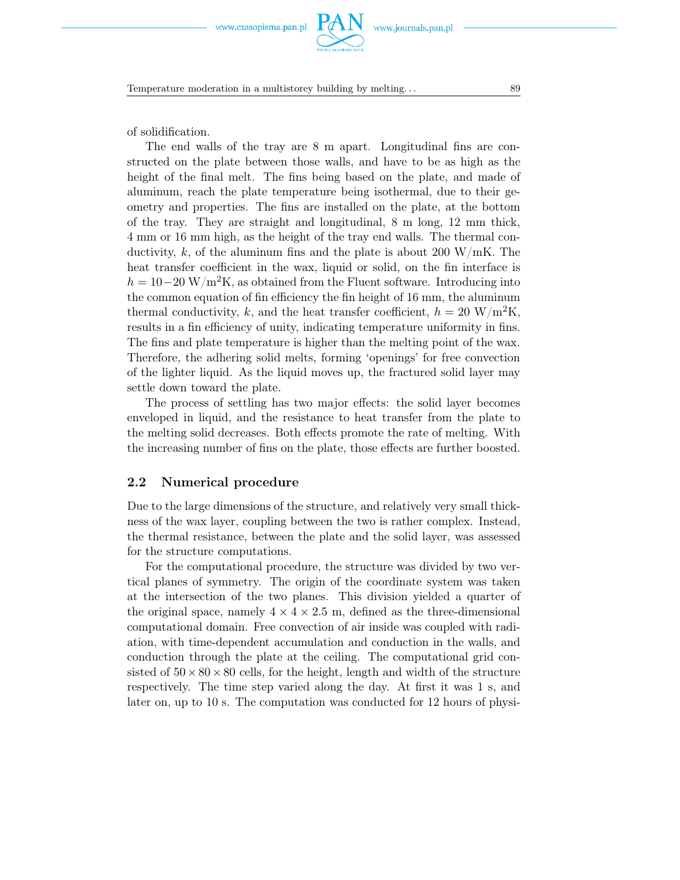of solidification.

The end walls of the tray are 8 m apart. Longitudinal fins are constructed on the plate between those walls, and have to be as high as the height of the final melt. The fins being based on the plate, and made of aluminum, reach the plate temperature being isothermal, due to their geometry and properties. The fins are installed on the plate, at the bottom of the tray. They are straight and longitudinal, 8 m long, 12 mm thick, 4 mm or 16 mm high, as the height of the tray end walls. The thermal conductivity, $k$, of the aluminum fins and the plate is about 200 W/mK. The heat transfer coefficient in the wax, liquid or solid, on the fin interface is $h = 10-20$ W/m$^2$K, as obtained from the Fluent software. Introducing into the common equation of fin efficiency the fin height of 16 mm, the aluminum thermal conductivity, $k$, and the heat transfer coefficient, $h = 20$ W/m$^2$K, results in a fin efficiency of unity, indicating temperature uniformity in fins. The fins and plate temperature is higher than the melting point of the wax. Therefore, the adhering solid melts, forming 'openings' for free convection of the lighter liquid. As the liquid moves up, the fractured solid layer may settle down toward the plate.

The process of settling has two major effects: the solid layer becomes enveloped in liquid, and the resistance to heat transfer from the plate to the melting solid decreases. Both effects promote the rate of melting. With the increasing number of fins on the plate, those effects are further boosted.

## 2.2 Numerical procedure

Due to the large dimensions of the structure, and relatively very small thickness of the wax layer, coupling between the two is rather complex. Instead, the thermal resistance, between the plate and the solid layer, was assessed for the structure computations.

For the computational procedure, the structure was divided by two vertical planes of symmetry. The origin of the coordinate system was taken at the intersection of the two planes. This division yielded a quarter of the original space, namely $4 \times 4 \times 2.5$ m, defined as the three-dimensional computational domain. Free convection of air inside was coupled with radiation, with time-dependent accumulation and conduction in the walls, and conduction through the plate at the ceiling. The computational grid consisted of $50 \times 80 \times 80$ cells, for the height, length and width of the structure respectively. The time step varied along the day. At first it was 1 s, and later on, up to 10 s. The computation was conducted for 12 hours of physi-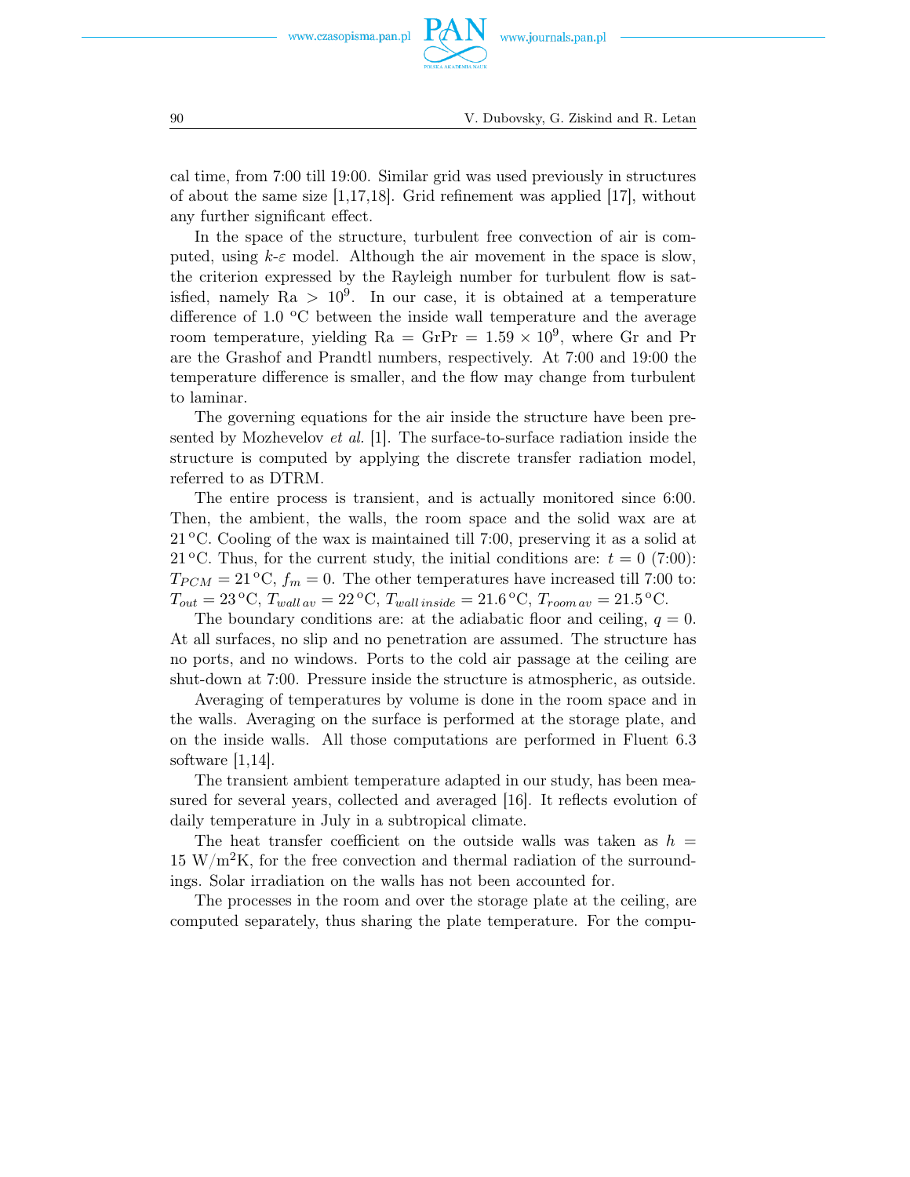cal time, from 7:00 till 19:00. Similar grid was used previously in structures of about the same size [1,17,18]. Grid refinement was applied [17], without any further significant effect.

In the space of the structure, turbulent free convection of air is computed, using $k$-$\varepsilon$ model. Although the air movement in the space is slow, the criterion expressed by the Rayleigh number for turbulent flow is satisfied, namely $\text{Ra} > 10^9$. In our case, it is obtained at a temperature difference of 1.0 °C between the inside wall temperature and the average room temperature, yielding $\text{Ra} = \text{GrPr} = 1.59 \times 10^9$, where Gr and Pr are the Grashof and Prandtl numbers, respectively. At 7:00 and 19:00 the temperature difference is smaller, and the flow may change from turbulent to laminar.

The governing equations for the air inside the structure have been presented by Mozhevelov *et al.* [1]. The surface-to-surface radiation inside the structure is computed by applying the discrete transfer radiation model, referred to as DTRM.

The entire process is transient, and is actually monitored since 6:00. Then, the ambient, the walls, the room space and the solid wax are at 21 °C. Cooling of the wax is maintained till 7:00, preserving it as a solid at 21 °C. Thus, for the current study, the initial conditions are: $t = 0$ (7:00): $T_{PCM} = 21\,^{\circ}\text{C}$, $f_m = 0$. The other temperatures have increased till 7:00 to: $T_{out} = 23\,^{\circ}\text{C}$, $T_{wall\,av} = 22\,^{\circ}\text{C}$, $T_{wall\,inside} = 21.6\,^{\circ}\text{C}$, $T_{room\,av} = 21.5\,^{\circ}\text{C}$.

The boundary conditions are: at the adiabatic floor and ceiling, $q = 0$. At all surfaces, no slip and no penetration are assumed. The structure has no ports, and no windows. Ports to the cold air passage at the ceiling are shut-down at 7:00. Pressure inside the structure is atmospheric, as outside.

Averaging of temperatures by volume is done in the room space and in the walls. Averaging on the surface is performed at the storage plate, and on the inside walls. All those computations are performed in Fluent 6.3 software [1,14].

The transient ambient temperature adapted in our study, has been measured for several years, collected and averaged [16]. It reflects evolution of daily temperature in July in a subtropical climate.

The heat transfer coefficient on the outside walls was taken as $h = 15\ \text{W/m}^2\text{K}$, for the free convection and thermal radiation of the surroundings. Solar irradiation on the walls has not been accounted for.

The processes in the room and over the storage plate at the ceiling, are computed separately, thus sharing the plate temperature. For the compu-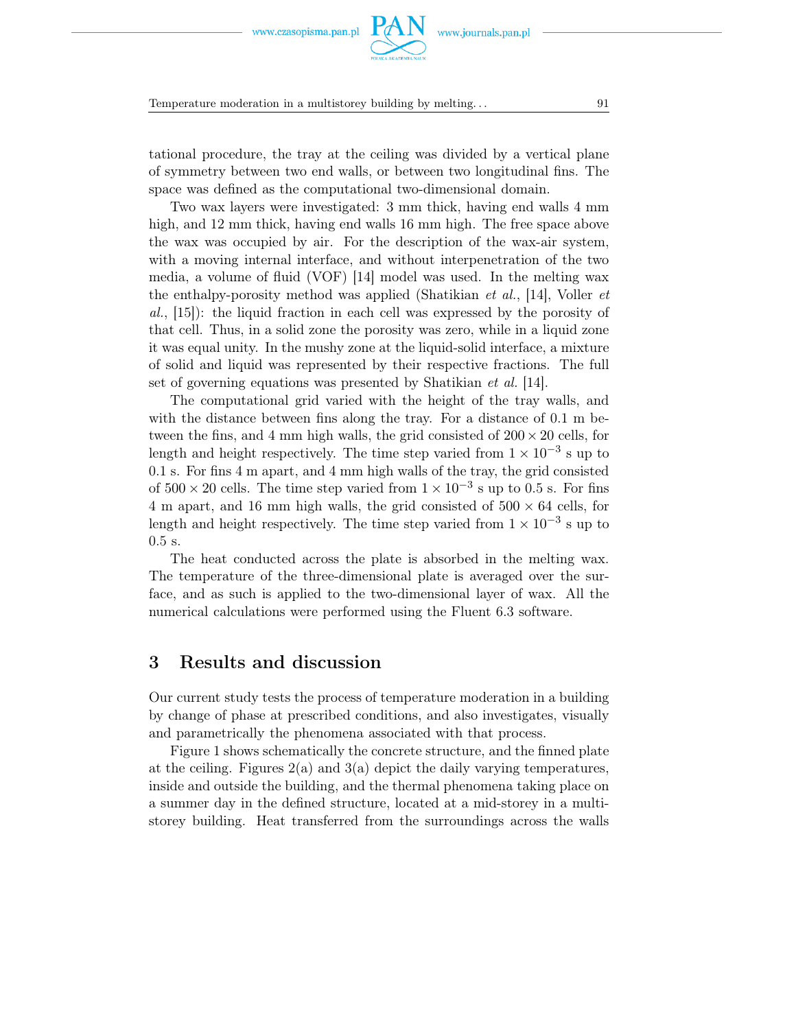tational procedure, the tray at the ceiling was divided by a vertical plane of symmetry between two end walls, or between two longitudinal fins. The space was defined as the computational two-dimensional domain.

Two wax layers were investigated: 3 mm thick, having end walls 4 mm high, and 12 mm thick, having end walls 16 mm high. The free space above the wax was occupied by air. For the description of the wax-air system, with a moving internal interface, and without interpenetration of the two media, a volume of fluid (VOF) [14] model was used. In the melting wax the enthalpy-porosity method was applied (Shatikian *et al.*, [14], Voller *et al.*, [15]): the liquid fraction in each cell was expressed by the porosity of that cell. Thus, in a solid zone the porosity was zero, while in a liquid zone it was equal unity. In the mushy zone at the liquid-solid interface, a mixture of solid and liquid was represented by their respective fractions. The full set of governing equations was presented by Shatikian *et al.* [14].

The computational grid varied with the height of the tray walls, and with the distance between fins along the tray. For a distance of 0.1 m between the fins, and 4 mm high walls, the grid consisted of $200 \times 20$ cells, for length and height respectively. The time step varied from $1 \times 10^{-3}$ s up to 0.1 s. For fins 4 m apart, and 4 mm high walls of the tray, the grid consisted of $500 \times 20$ cells. The time step varied from $1 \times 10^{-3}$ s up to 0.5 s. For fins 4 m apart, and 16 mm high walls, the grid consisted of $500 \times 64$ cells, for length and height respectively. The time step varied from $1 \times 10^{-3}$ s up to 0.5 s.

The heat conducted across the plate is absorbed in the melting wax. The temperature of the three-dimensional plate is averaged over the surface, and as such is applied to the two-dimensional layer of wax. All the numerical calculations were performed using the Fluent 6.3 software.

## 3 Results and discussion

Our current study tests the process of temperature moderation in a building by change of phase at prescribed conditions, and also investigates, visually and parametrically the phenomena associated with that process.

Figure 1 shows schematically the concrete structure, and the finned plate at the ceiling. Figures 2(a) and 3(a) depict the daily varying temperatures, inside and outside the building, and the thermal phenomena taking place on a summer day in the defined structure, located at a mid-storey in a multistorey building. Heat transferred from the surroundings across the walls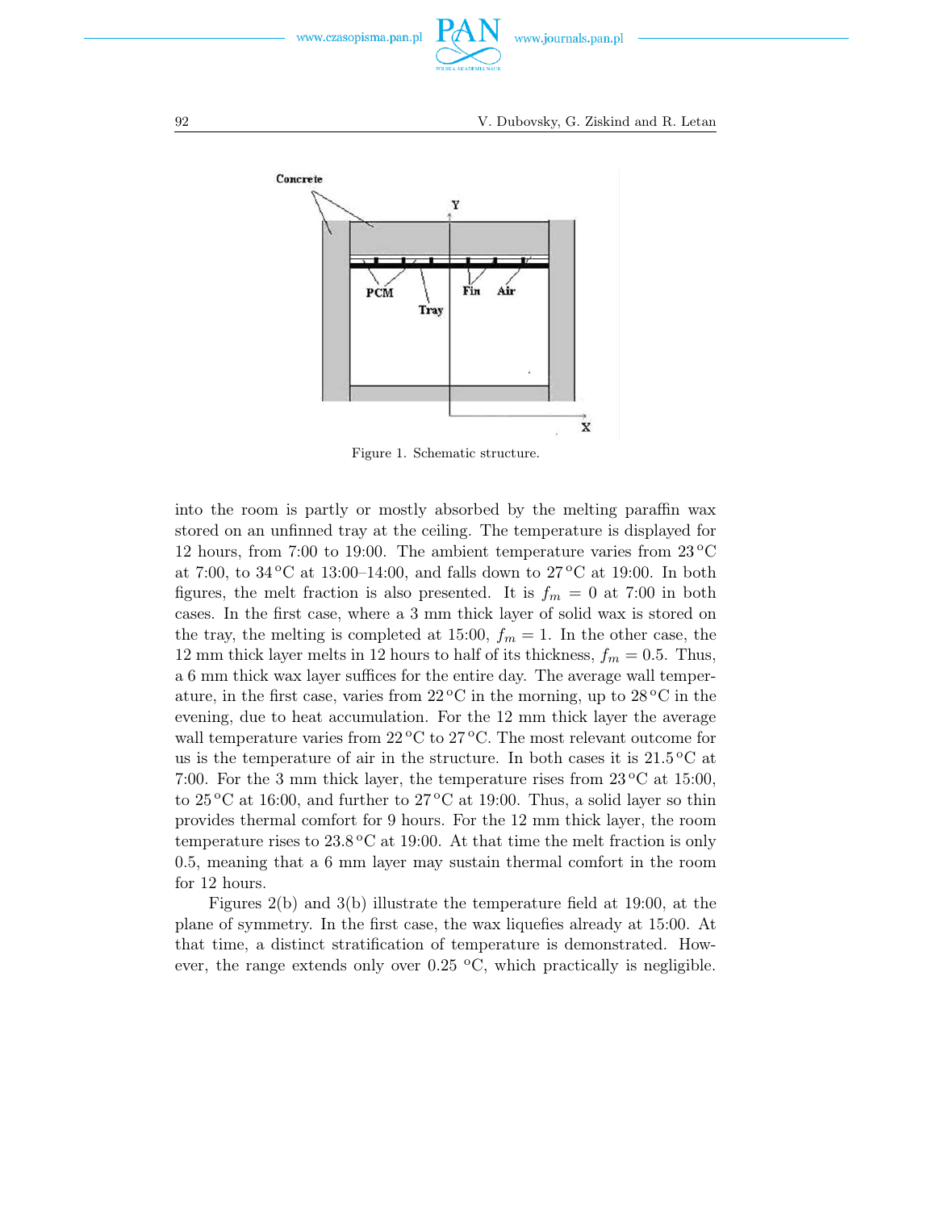Figure 1. Schematic structure.

into the room is partly or mostly absorbed by the melting paraffin wax stored on an unfinned tray at the ceiling. The temperature is displayed for 12 hours, from 7:00 to 19:00. The ambient temperature varies from 23 °C at 7:00, to 34 °C at 13:00–14:00, and falls down to 27 °C at 19:00. In both figures, the melt fraction is also presented. It is $f_m = 0$ at 7:00 in both cases. In the first case, where a 3 mm thick layer of solid wax is stored on the tray, the melting is completed at 15:00, $f_m = 1$. In the other case, the 12 mm thick layer melts in 12 hours to half of its thickness, $f_m = 0.5$. Thus, a 6 mm thick wax layer suffices for the entire day. The average wall temperature, in the first case, varies from 22 °C in the morning, up to 28 °C in the evening, due to heat accumulation. For the 12 mm thick layer the average wall temperature varies from 22 °C to 27 °C. The most relevant outcome for us is the temperature of air in the structure. In both cases it is 21.5 °C at 7:00. For the 3 mm thick layer, the temperature rises from 23 °C at 15:00, to 25 °C at 16:00, and further to 27 °C at 19:00. Thus, a solid layer so thin provides thermal comfort for 9 hours. For the 12 mm thick layer, the room temperature rises to 23.8 °C at 19:00. At that time the melt fraction is only 0.5, meaning that a 6 mm layer may sustain thermal comfort in the room for 12 hours.

Figures 2(b) and 3(b) illustrate the temperature field at 19:00, at the plane of symmetry. In the first case, the wax liquefies already at 15:00. At that time, a distinct stratification of temperature is demonstrated. However, the range extends only over 0.25 °C, which practically is negligible.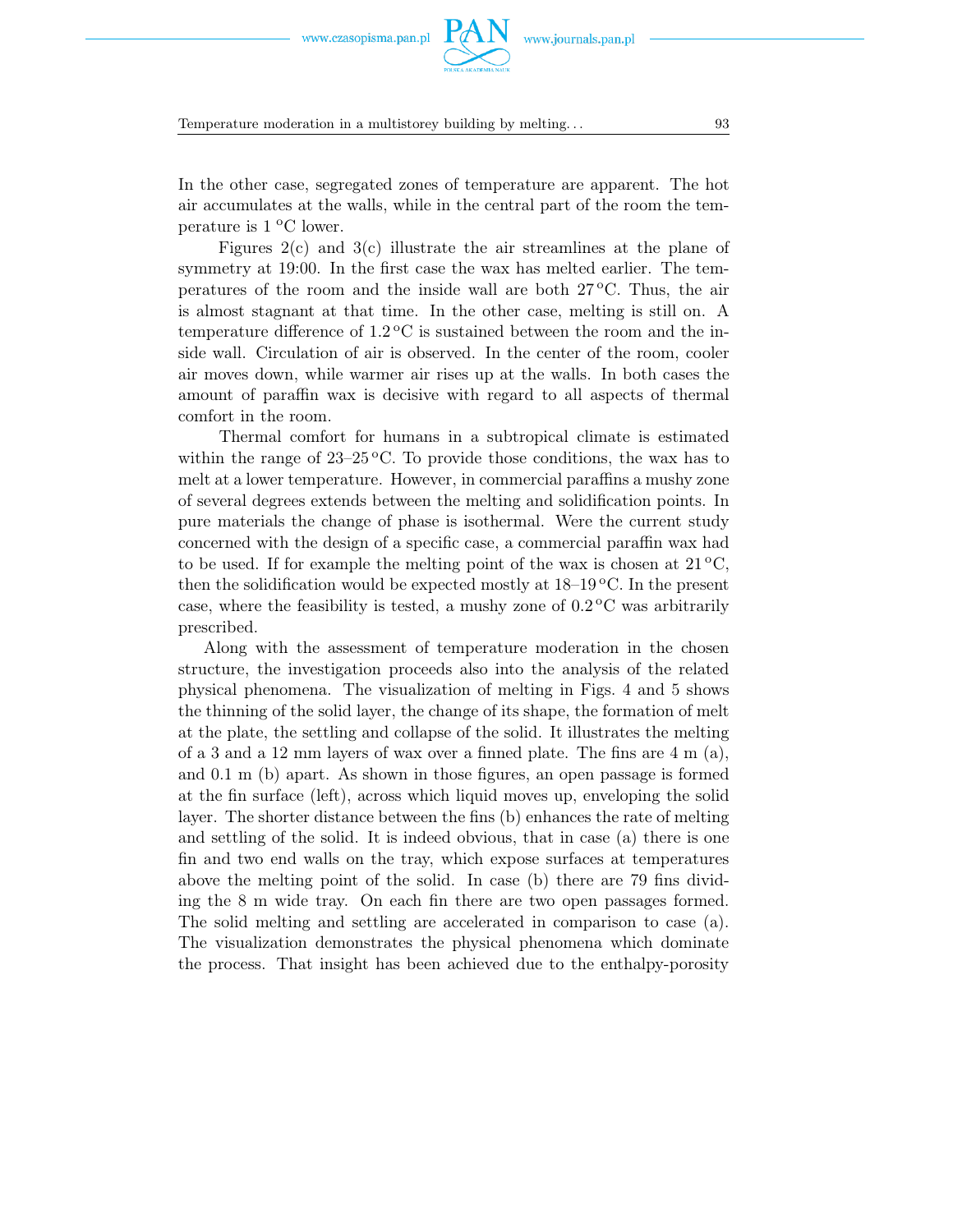In the other case, segregated zones of temperature are apparent. The hot air accumulates at the walls, while in the central part of the room the temperature is 1 °C lower.

Figures 2(c) and 3(c) illustrate the air streamlines at the plane of symmetry at 19:00. In the first case the wax has melted earlier. The temperatures of the room and the inside wall are both 27 °C. Thus, the air is almost stagnant at that time. In the other case, melting is still on. A temperature difference of 1.2 °C is sustained between the room and the inside wall. Circulation of air is observed. In the center of the room, cooler air moves down, while warmer air rises up at the walls. In both cases the amount of paraffin wax is decisive with regard to all aspects of thermal comfort in the room.

Thermal comfort for humans in a subtropical climate is estimated within the range of 23–25 °C. To provide those conditions, the wax has to melt at a lower temperature. However, in commercial paraffins a mushy zone of several degrees extends between the melting and solidification points. In pure materials the change of phase is isothermal. Were the current study concerned with the design of a specific case, a commercial paraffin wax had to be used. If for example the melting point of the wax is chosen at 21 °C, then the solidification would be expected mostly at 18–19 °C. In the present case, where the feasibility is tested, a mushy zone of 0.2 °C was arbitrarily prescribed.

Along with the assessment of temperature moderation in the chosen structure, the investigation proceeds also into the analysis of the related physical phenomena. The visualization of melting in Figs. 4 and 5 shows the thinning of the solid layer, the change of its shape, the formation of melt at the plate, the settling and collapse of the solid. It illustrates the melting of a 3 and a 12 mm layers of wax over a finned plate. The fins are 4 m (a), and 0.1 m (b) apart. As shown in those figures, an open passage is formed at the fin surface (left), across which liquid moves up, enveloping the solid layer. The shorter distance between the fins (b) enhances the rate of melting and settling of the solid. It is indeed obvious, that in case (a) there is one fin and two end walls on the tray, which expose surfaces at temperatures above the melting point of the solid. In case (b) there are 79 fins dividing the 8 m wide tray. On each fin there are two open passages formed. The solid melting and settling are accelerated in comparison to case (a). The visualization demonstrates the physical phenomena which dominate the process. That insight has been achieved due to the enthalpy-porosity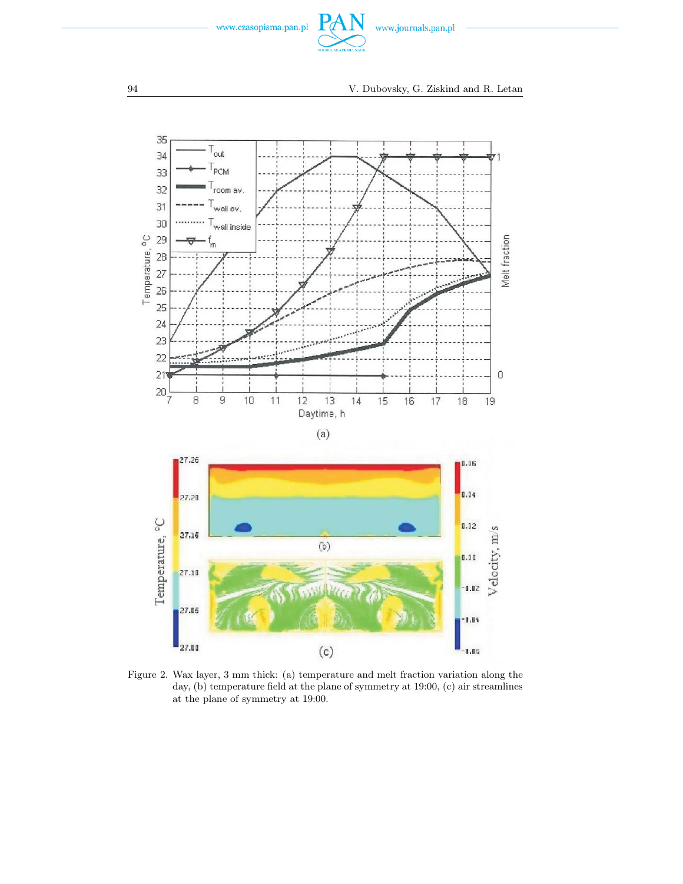Figure 2. Wax layer, 3 mm thick: (a) temperature and melt fraction variation along the day, (b) temperature field at the plane of symmetry at 19:00, (c) air streamlines at the plane of symmetry at 19:00.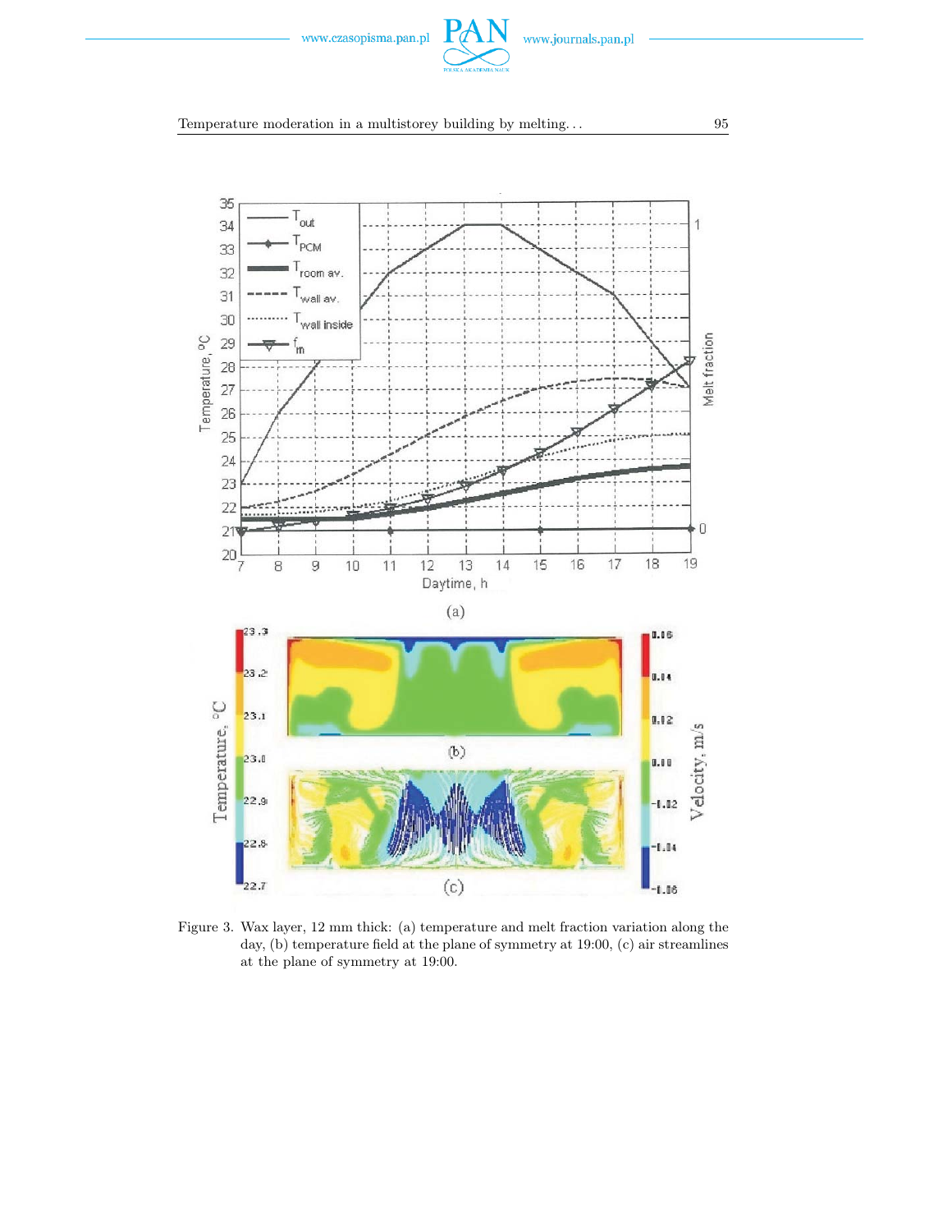Figure 3. Wax layer, 12 mm thick: (a) temperature and melt fraction variation along the day, (b) temperature field at the plane of symmetry at 19:00, (c) air streamlines at the plane of symmetry at 19:00.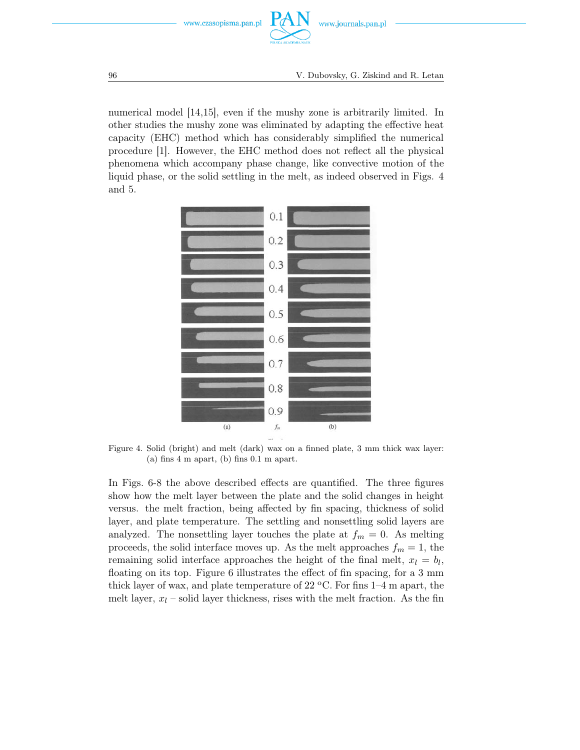numerical model [14,15], even if the mushy zone is arbitrarily limited. In other studies the mushy zone was eliminated by adapting the effective heat capacity (EHC) method which has considerably simplified the numerical procedure [1]. However, the EHC method does not reflect all the physical phenomena which accompany phase change, like convective motion of the liquid phase, or the solid settling in the melt, as indeed observed in Figs. 4 and 5.

Figure 4. Solid (bright) and melt (dark) wax on a finned plate, 3 mm thick wax layer: (a) fins 4 m apart, (b) fins 0.1 m apart.

In Figs. 6-8 the above described effects are quantified. The three figures show how the melt layer between the plate and the solid changes in height versus. the melt fraction, being affected by fin spacing, thickness of solid layer, and plate temperature. The settling and nonsettling solid layers are analyzed. The nonsettling layer touches the plate at $f_m = 0$. As melting proceeds, the solid interface moves up. As the melt approaches $f_m = 1$, the remaining solid interface approaches the height of the final melt, $x_l = b_l$, floating on its top. Figure 6 illustrates the effect of fin spacing, for a 3 mm thick layer of wax, and plate temperature of 22 °C. For fins 1–4 m apart, the melt layer, $x_l$ – solid layer thickness, rises with the melt fraction. As the fin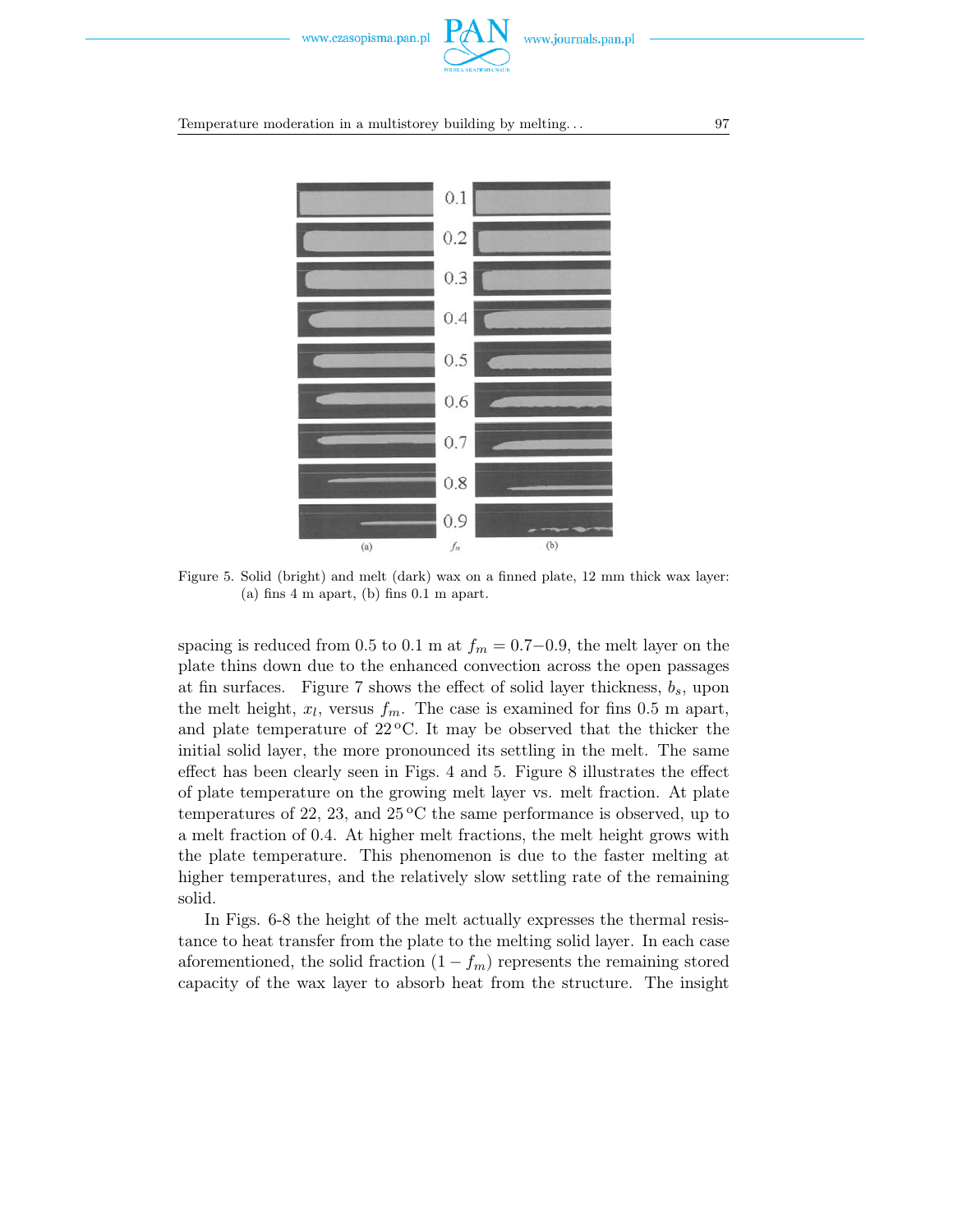Figure 5. Solid (bright) and melt (dark) wax on a finned plate, 12 mm thick wax layer: (a) fins 4 m apart, (b) fins 0.1 m apart.

spacing is reduced from 0.5 to 0.1 m at $f_m = 0.7-0.9$, the melt layer on the plate thins down due to the enhanced convection across the open passages at fin surfaces. Figure 7 shows the effect of solid layer thickness, $b_s$, upon the melt height, $x_l$, versus $f_m$. The case is examined for fins 0.5 m apart, and plate temperature of 22 °C. It may be observed that the thicker the initial solid layer, the more pronounced its settling in the melt. The same effect has been clearly seen in Figs. 4 and 5. Figure 8 illustrates the effect of plate temperature on the growing melt layer vs. melt fraction. At plate temperatures of 22, 23, and 25 °C the same performance is observed, up to a melt fraction of 0.4. At higher melt fractions, the melt height grows with the plate temperature. This phenomenon is due to the faster melting at higher temperatures, and the relatively slow settling rate of the remaining solid.

In Figs. 6-8 the height of the melt actually expresses the thermal resistance to heat transfer from the plate to the melting solid layer. In each case aforementioned, the solid fraction $(1 - f_m)$ represents the remaining stored capacity of the wax layer to absorb heat from the structure. The insight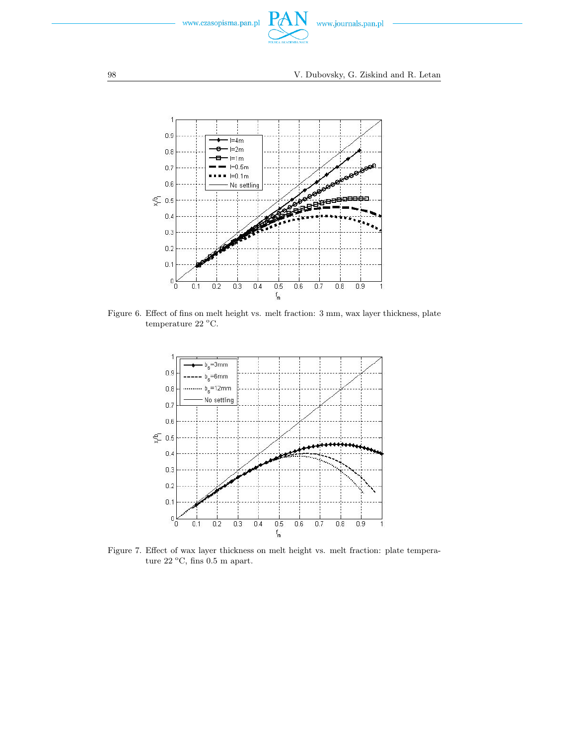Figure 6. Effect of fins on melt height vs. melt fraction: 3 mm, wax layer thickness, plate temperature 22 °C.

Figure 7. Effect of wax layer thickness on melt height vs. melt fraction: plate temperature 22 °C, fins 0.5 m apart.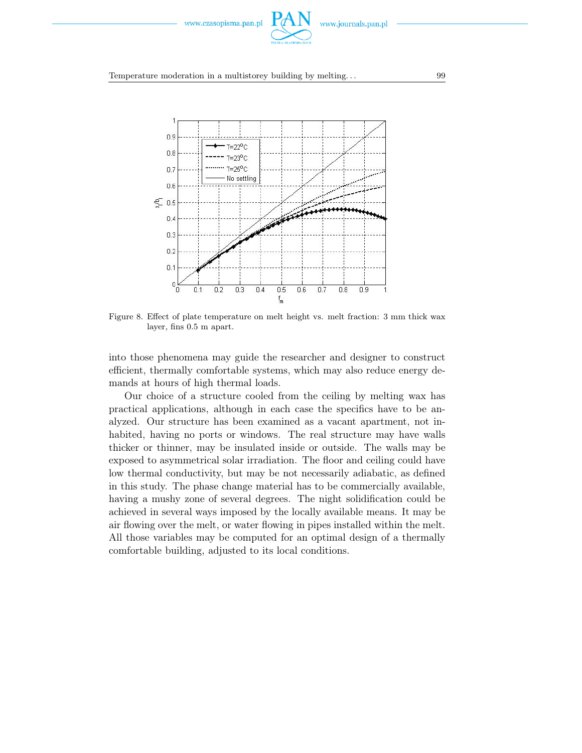Figure 8. Effect of plate temperature on melt height vs. melt fraction: 3 mm thick wax layer, fins 0.5 m apart.

into those phenomena may guide the researcher and designer to construct efficient, thermally comfortable systems, which may also reduce energy demands at hours of high thermal loads.

Our choice of a structure cooled from the ceiling by melting wax has practical applications, although in each case the specifics have to be analyzed. Our structure has been examined as a vacant apartment, not inhabited, having no ports or windows. The real structure may have walls thicker or thinner, may be insulated inside or outside. The walls may be exposed to asymmetrical solar irradiation. The floor and ceiling could have low thermal conductivity, but may be not necessarily adiabatic, as defined in this study. The phase change material has to be commercially available, having a mushy zone of several degrees. The night solidification could be achieved in several ways imposed by the locally available means. It may be air flowing over the melt, or water flowing in pipes installed within the melt. All those variables may be computed for an optimal design of a thermally comfortable building, adjusted to its local conditions.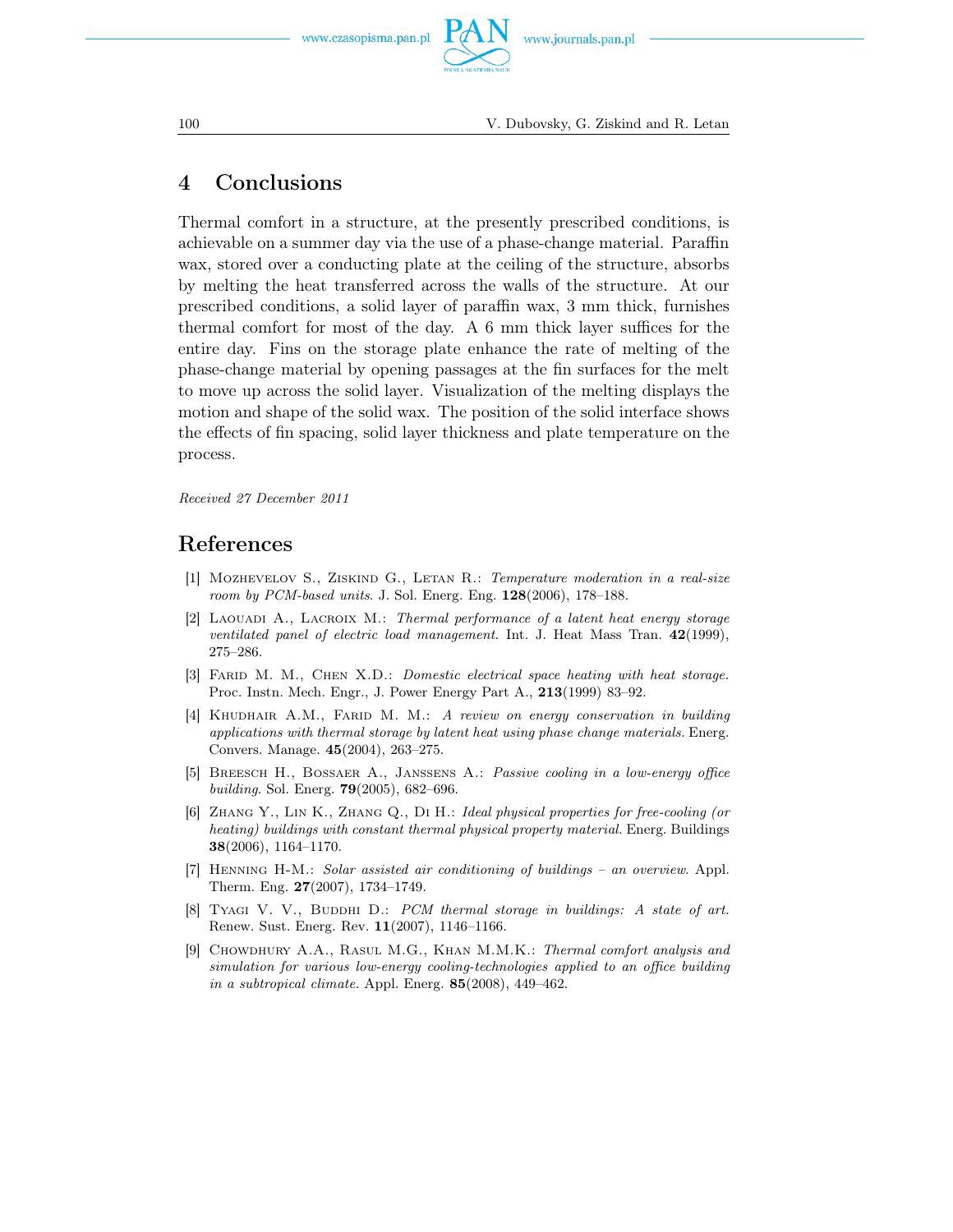## 4 Conclusions

Thermal comfort in a structure, at the presently prescribed conditions, is achievable on a summer day via the use of a phase-change material. Paraffin wax, stored over a conducting plate at the ceiling of the structure, absorbs by melting the heat transferred across the walls of the structure. At our prescribed conditions, a solid layer of paraffin wax, 3 mm thick, furnishes thermal comfort for most of the day. A 6 mm thick layer suffices for the entire day. Fins on the storage plate enhance the rate of melting of the phase-change material by opening passages at the fin surfaces for the melt to move up across the solid layer. Visualization of the melting displays the motion and shape of the solid wax. The position of the solid interface shows the effects of fin spacing, solid layer thickness and plate temperature on the process.

*Received 27 December 2011*

## References

[1] Mozhevelov S., Ziskind G., Letan R.: *Temperature moderation in a real-size room by PCM-based units.* J. Sol. Energ. Eng. **128**(2006), 178–188.

[2] Laouadi A., Lacroix M.: *Thermal performance of a latent heat energy storage ventilated panel of electric load management.* Int. J. Heat Mass Tran. **42**(1999), 275–286.

[3] Farid M. M., Chen X.D.: *Domestic electrical space heating with heat storage.* Proc. Instn. Mech. Engr., J. Power Energy Part A., **213**(1999) 83–92.

[4] Khudhair A.M., Farid M. M.: *A review on energy conservation in building applications with thermal storage by latent heat using phase change materials.* Energ. Convers. Manage. **45**(2004), 263–275.

[5] Breesch H., Bossaer A., Janssens A.: *Passive cooling in a low-energy office building.* Sol. Energ. **79**(2005), 682–696.

[6] Zhang Y., Lin K., Zhang Q., Di H.: *Ideal physical properties for free-cooling (or heating) buildings with constant thermal physical property material.* Energ. Buildings **38**(2006), 1164–1170.

[7] Henning H-M.: *Solar assisted air conditioning of buildings – an overview.* Appl. Therm. Eng. **27**(2007), 1734–1749.

[8] Tyagi V. V., Buddhi D.: *PCM thermal storage in buildings: A state of art.* Renew. Sust. Energ. Rev. **11**(2007), 1146–1166.

[9] Chowdhury A.A., Rasul M.G., Khan M.M.K.: *Thermal comfort analysis and simulation for various low-energy cooling-technologies applied to an office building in a subtropical climate.* Appl. Energ. **85**(2008), 449–462.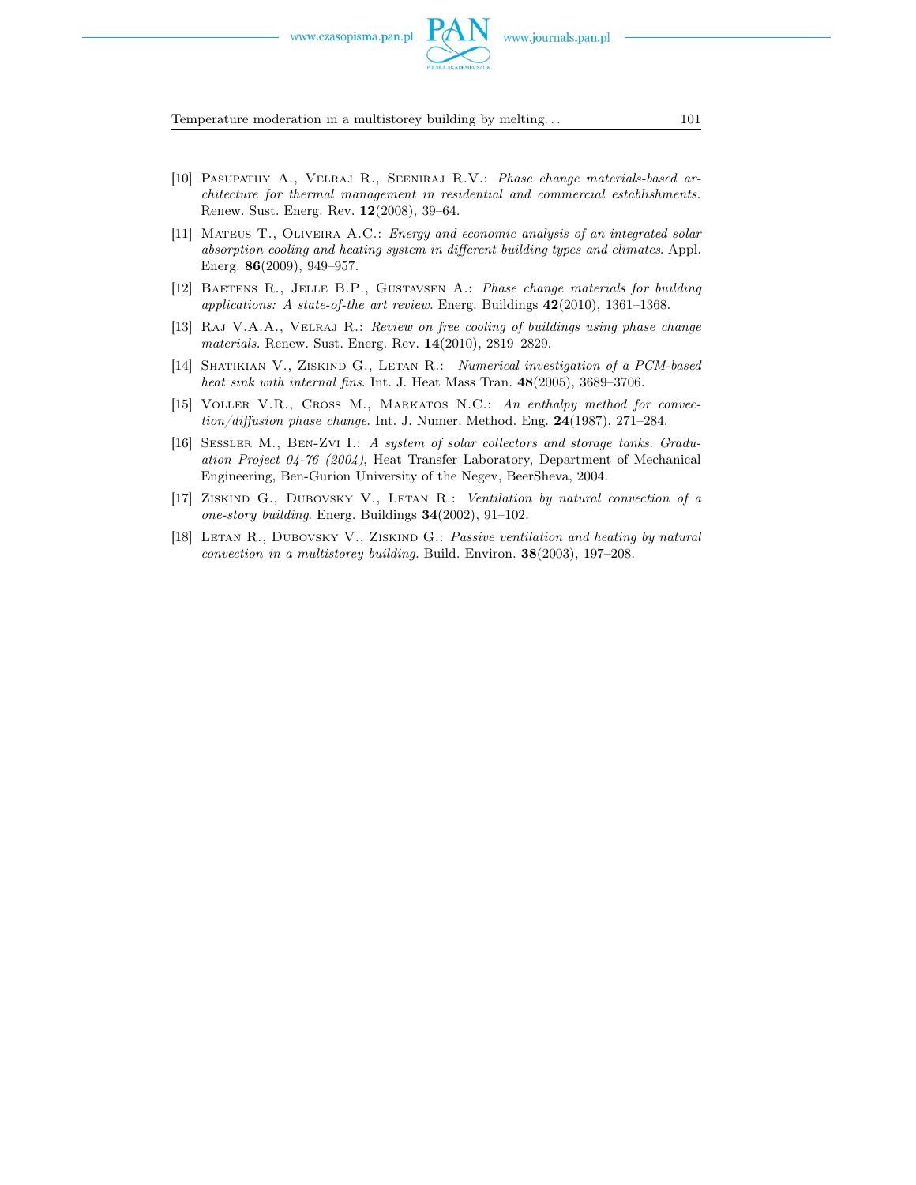[10] Pasupathy A., Velraj R., Seeniraj R.V.: *Phase change materials-based architecture for thermal management in residential and commercial establishments.* Renew. Sust. Energ. Rev. **12**(2008), 39–64.

[11] Mateus T., Oliveira A.C.: *Energy and economic analysis of an integrated solar absorption cooling and heating system in different building types and climates*. Appl. Energ. **86**(2009), 949–957.

[12] Baetens R., Jelle B.P., Gustavsen A.: *Phase change materials for building applications: A state-of-the art review*. Energ. Buildings **42**(2010), 1361–1368.

[13] Raj V.A.A., Velraj R.: *Review on free cooling of buildings using phase change materials.* Renew. Sust. Energ. Rev. **14**(2010), 2819–2829.

[14] Shatikian V., Ziskind G., Letan R.: *Numerical investigation of a PCM-based heat sink with internal fins*. Int. J. Heat Mass Tran. **48**(2005), 3689–3706.

[15] Voller V.R., Cross M., Markatos N.C.: *An enthalpy method for convection/diffusion phase change*. Int. J. Numer. Method. Eng. **24**(1987), 271–284.

[16] Sessler M., Ben-Zvi I.: *A system of solar collectors and storage tanks. Graduation Project 04-76 (2004)*, Heat Transfer Laboratory, Department of Mechanical Engineering, Ben-Gurion University of the Negev, BeerSheva, 2004.

[17] Ziskind G., Dubovsky V., Letan R.: *Ventilation by natural convection of a one-story building*. Energ. Buildings **34**(2002), 91–102.

[18] Letan R., Dubovsky V., Ziskind G.: *Passive ventilation and heating by natural convection in a multistorey building.* Build. Environ. **38**(2003), 197–208.